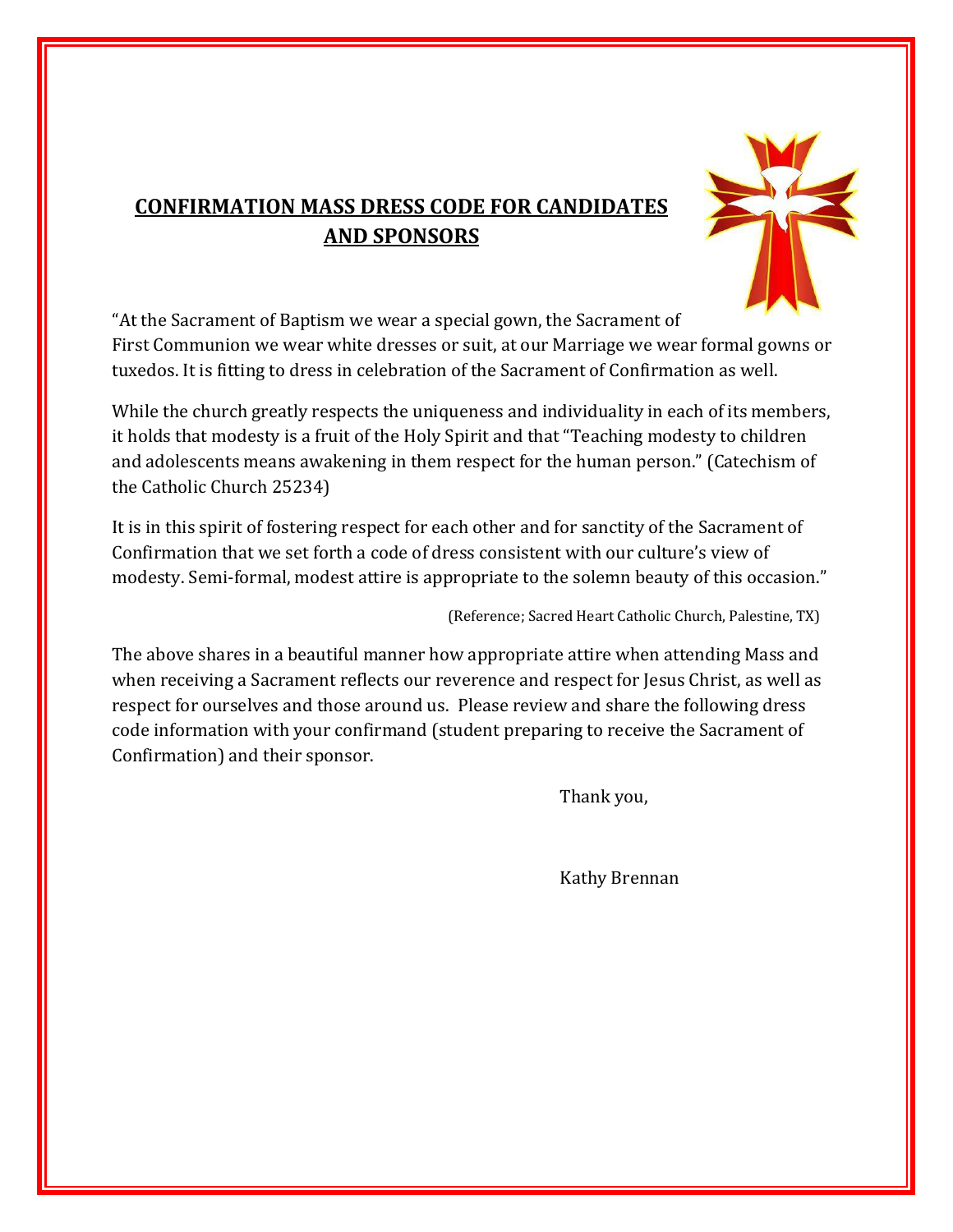# CONFIRMATION MASS DRESS CODE FOR CANDIDATES AND SPONSORS

"At the Sacrament of Baptism we wear a special gown, the Sacrament of First Communion we wear white dresses or suit, at our Marriage we wear formal gowns or tuxedos. It is fitting to dress in celebration of the Sacrament of Confirmation as well.

While the church greatly respects the uniqueness and individuality in each of its members, it holds that modesty is a fruit of the Holy Spirit and that "Teaching modesty to children and adolescents means awakening in them respect for the human person." (Catechism of the Catholic Church 25234)

It is in this spirit of fostering respect for each other and for sanctity of the Sacrament of Confirmation that we set forth a code of dress consistent with our culture's view of modesty. Semi-formal, modest attire is appropriate to the solemn beauty of this occasion."

(Reference; Sacred Heart Catholic Church, Palestine, TX)

The above shares in a beautiful manner how appropriate attire when attending Mass and when receiving a Sacrament reflects our reverence and respect for Jesus Christ, as well as respect for ourselves and those around us. Please review and share the following dress code information with your confirmand (student preparing to receive the Sacrament of Confirmation) and their sponsor.

Thank you,

Kathy Brennan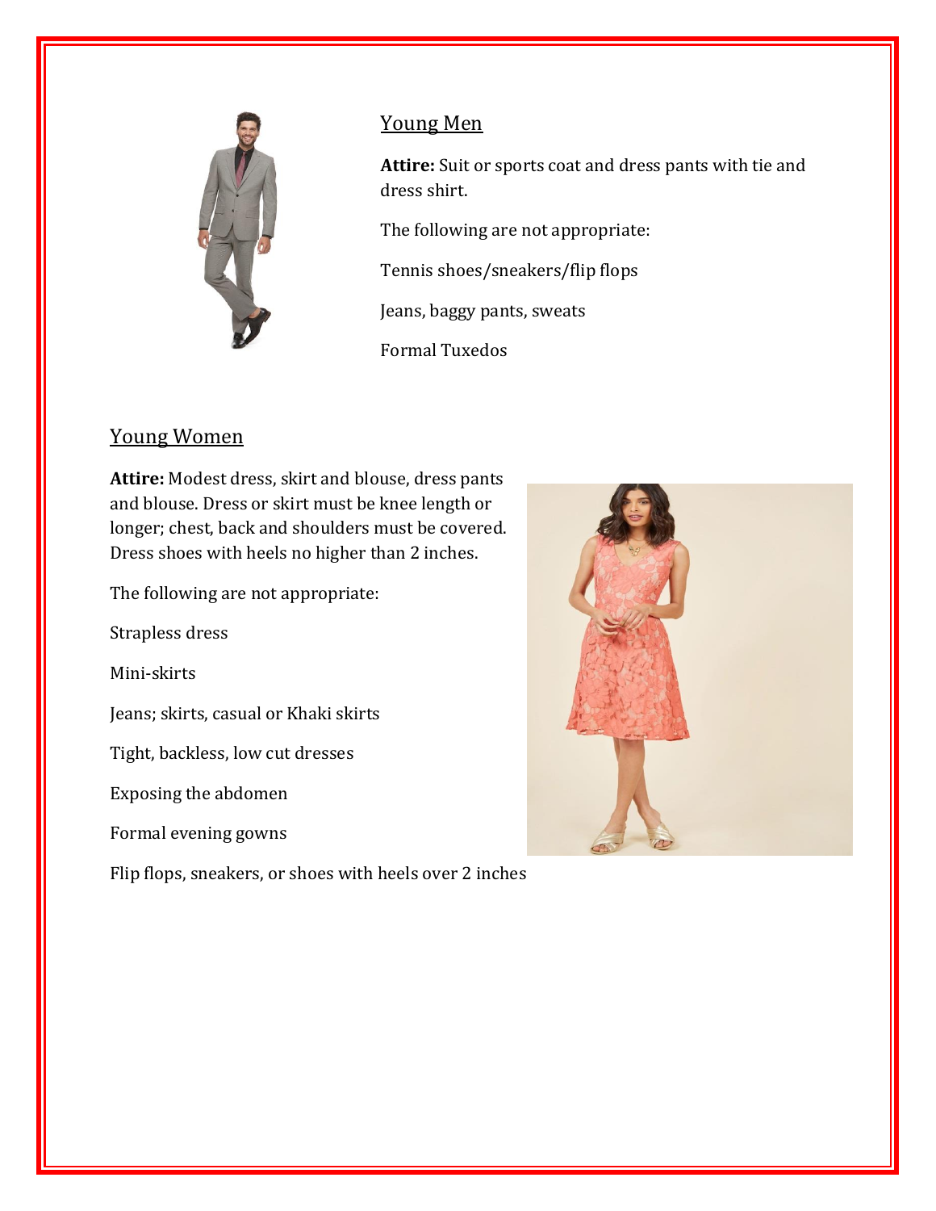## Young Men

**Attire:** Suit or sports coat and dress pants with tie and dress shirt.

The following are not appropriate:

Tennis shoes/sneakers/flip flops

Jeans, baggy pants, sweats

Formal Tuxedos

## Young Women

**Attire:** Modest dress, skirt and blouse, dress pants and blouse. Dress or skirt must be knee length or longer; chest, back and shoulders must be covered. Dress shoes with heels no higher than 2 inches.

The following are not appropriate:

Strapless dress

Mini-skirts

Jeans; skirts, casual or Khaki skirts

Tight, backless, low cut dresses

Exposing the abdomen

Formal evening gowns

Flip flops, sneakers, or shoes with heels over 2 inches